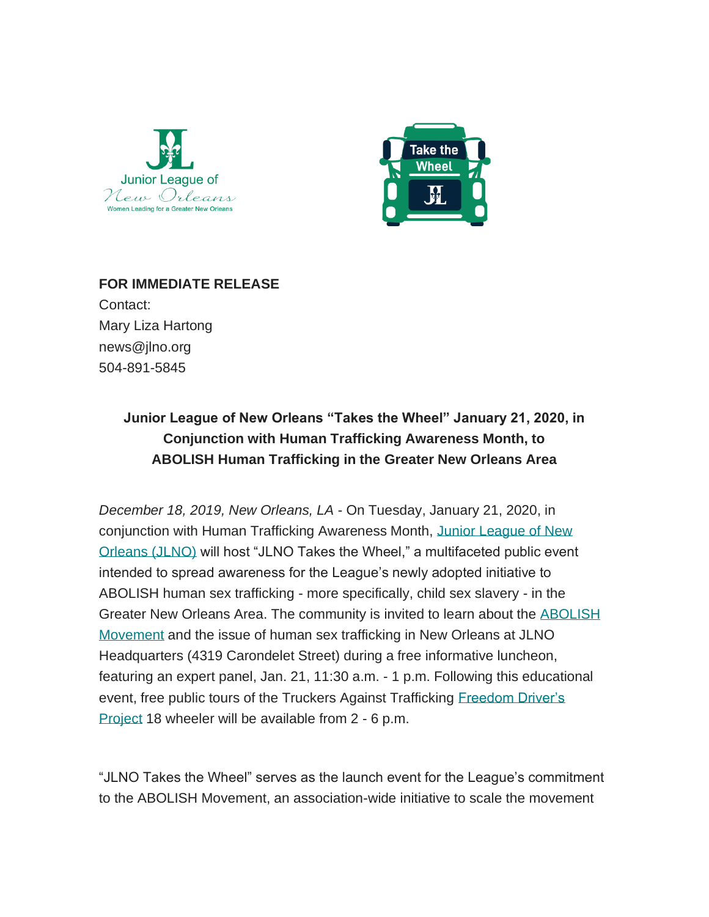**FOR IMMEDIATE RELEASE**

Contact:
Mary Liza Hartong
news@jlno.org
504-891-5845

**Junior League of New Orleans "Takes the Wheel" January 21, 2020, in Conjunction with Human Trafficking Awareness Month, to ABOLISH Human Trafficking in the Greater New Orleans Area**

*December 18, 2019, New Orleans, LA* - On Tuesday, January 21, 2020, in conjunction with Human Trafficking Awareness Month, Junior League of New Orleans (JLNO) will host "JLNO Takes the Wheel," a multifaceted public event intended to spread awareness for the League's newly adopted initiative to ABOLISH human sex trafficking - more specifically, child sex slavery - in the Greater New Orleans Area. The community is invited to learn about the ABOLISH Movement and the issue of human sex trafficking in New Orleans at JLNO Headquarters (4319 Carondelet Street) during a free informative luncheon, featuring an expert panel, Jan. 21, 11:30 a.m. - 1 p.m. Following this educational event, free public tours of the Truckers Against Trafficking Freedom Driver's Project 18 wheeler will be available from 2 - 6 p.m.

"JLNO Takes the Wheel" serves as the launch event for the League's commitment to the ABOLISH Movement, an association-wide initiative to scale the movement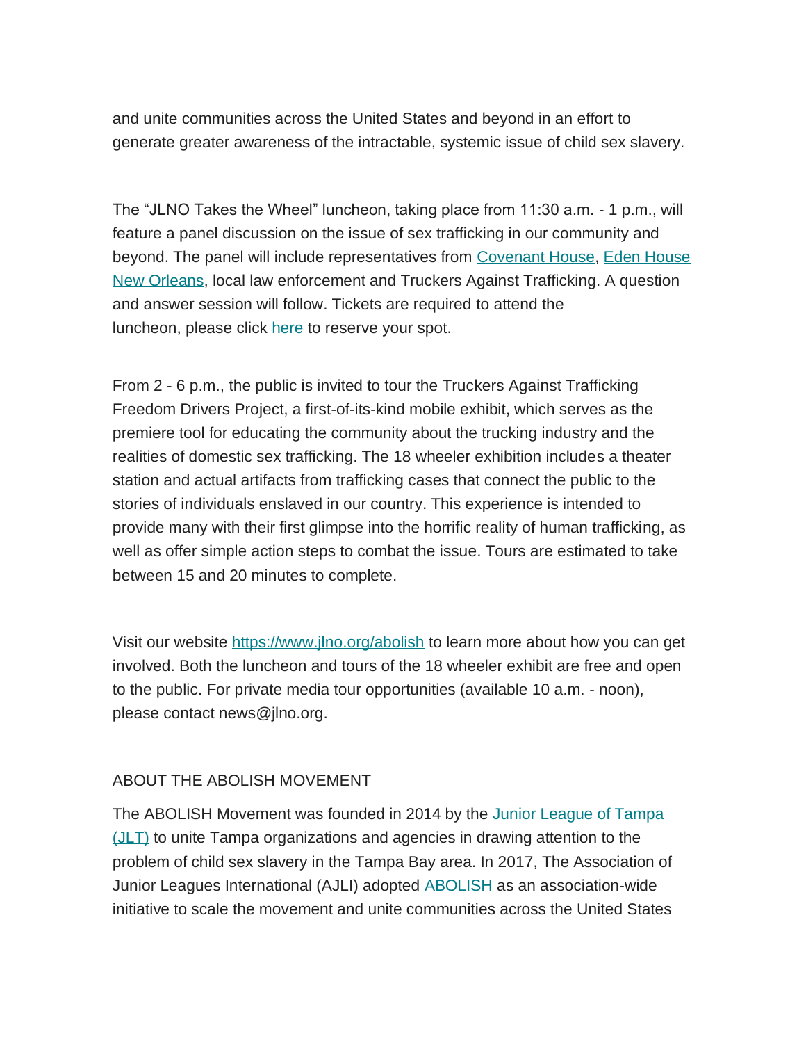and unite communities across the United States and beyond in an effort to generate greater awareness of the intractable, systemic issue of child sex slavery.

The “JLNO Takes the Wheel” luncheon, taking place from 11:30 a.m. - 1 p.m., will feature a panel discussion on the issue of sex trafficking in our community and beyond. The panel will include representatives from [Covenant House](), [Eden House New Orleans](), local law enforcement and Truckers Against Trafficking. A question and answer session will follow. Tickets are required to attend the luncheon, please click [here]() to reserve your spot.

From 2 - 6 p.m., the public is invited to tour the Truckers Against Trafficking Freedom Drivers Project, a first-of-its-kind mobile exhibit, which serves as the premiere tool for educating the community about the trucking industry and the realities of domestic sex trafficking. The 18 wheeler exhibition includes a theater station and actual artifacts from trafficking cases that connect the public to the stories of individuals enslaved in our country. This experience is intended to provide many with their first glimpse into the horrific reality of human trafficking, as well as offer simple action steps to combat the issue. Tours are estimated to take between 15 and 20 minutes to complete.

Visit our website [https://www.jlno.org/abolish](https://www.jlno.org/abolish) to learn more about how you can get involved. Both the luncheon and tours of the 18 wheeler exhibit are free and open to the public. For private media tour opportunities (available 10 a.m. - noon), please contact news@jlno.org.

## ABOUT THE ABOLISH MOVEMENT

The ABOLISH Movement was founded in 2014 by the [Junior League of Tampa (JLT)]() to unite Tampa organizations and agencies in drawing attention to the problem of child sex slavery in the Tampa Bay area. In 2017, The Association of Junior Leagues International (AJLI) adopted [ABOLISH]() as an association-wide initiative to scale the movement and unite communities across the United States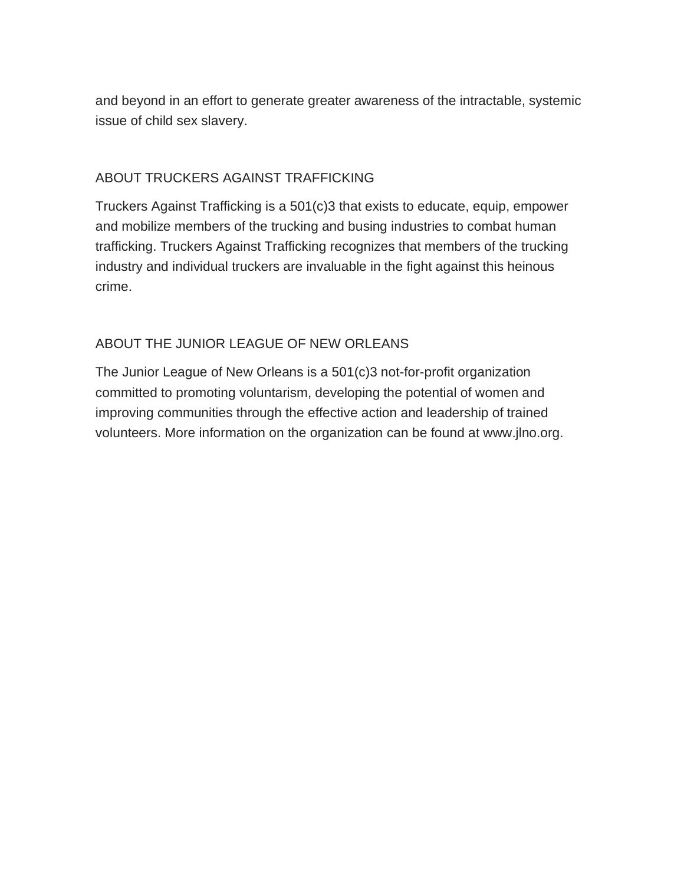and beyond in an effort to generate greater awareness of the intractable, systemic issue of child sex slavery.

## ABOUT TRUCKERS AGAINST TRAFFICKING

Truckers Against Trafficking is a 501(c)3 that exists to educate, equip, empower and mobilize members of the trucking and busing industries to combat human trafficking. Truckers Against Trafficking recognizes that members of the trucking industry and individual truckers are invaluable in the fight against this heinous crime.

## ABOUT THE JUNIOR LEAGUE OF NEW ORLEANS

The Junior League of New Orleans is a 501(c)3 not-for-profit organization committed to promoting voluntarism, developing the potential of women and improving communities through the effective action and leadership of trained volunteers. More information on the organization can be found at www.jlno.org.